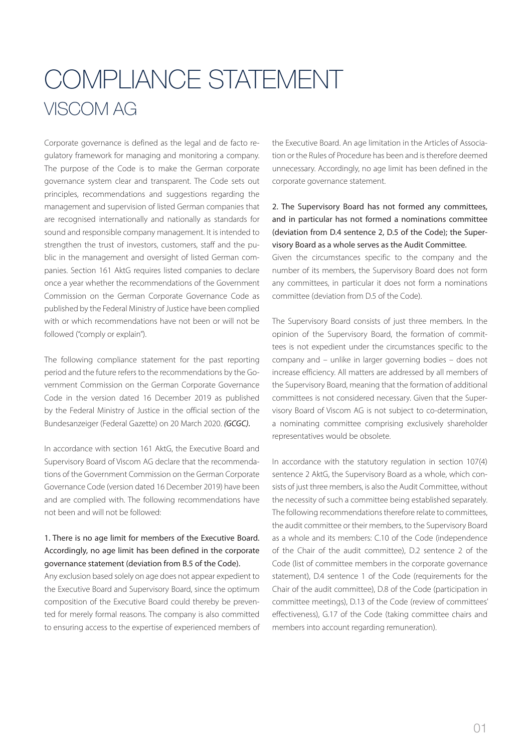# COMPLIANCE STATEMENT

## VISCOM AG

Corporate governance is defined as the legal and de facto regulatory framework for managing and monitoring a company. The purpose of the Code is to make the German corporate governance system clear and transparent. The Code sets out principles, recommendations and suggestions regarding the management and supervision of listed German companies that are recognised internationally and nationally as standards for sound and responsible company management. It is intended to strengthen the trust of investors, customers, staff and the public in the management and oversight of listed German companies. Section 161 AktG requires listed companies to declare once a year whether the recommendations of the Government Commission on the German Corporate Governance Code as published by the Federal Ministry of Justice have been complied with or which recommendations have not been or will not be followed ("comply or explain").

The following compliance statement for the past reporting period and the future refers to the recommendations by the Government Commission on the German Corporate Governance Code in the version dated 16 December 2019 as published by the Federal Ministry of Justice in the official section of the Bundesanzeiger (Federal Gazette) on 20 March 2020. ***(GCGC).***

In accordance with section 161 AktG, the Executive Board and Supervisory Board of Viscom AG declare that the recommendations of the Government Commission on the German Corporate Governance Code (version dated 16 December 2019) have been and are complied with. The following recommendations have not been and will not be followed:

**1. There is no age limit for members of the Executive Board. Accordingly, no age limit has been defined in the corporate governance statement (deviation from B.5 of the Code).**

Any exclusion based solely on age does not appear expedient to the Executive Board and Supervisory Board, since the optimum composition of the Executive Board could thereby be prevented for merely formal reasons. The company is also committed to ensuring access to the expertise of experienced members of the Executive Board. An age limitation in the Articles of Association or the Rules of Procedure has been and is therefore deemed unnecessary. Accordingly, no age limit has been defined in the corporate governance statement.

**2. The Supervisory Board has not formed any committees, and in particular has not formed a nominations committee (deviation from D.4 sentence 2, D.5 of the Code); the Supervisory Board as a whole serves as the Audit Committee.**

Given the circumstances specific to the company and the number of its members, the Supervisory Board does not form any committees, in particular it does not form a nominations committee (deviation from D.5 of the Code).

The Supervisory Board consists of just three members. In the opinion of the Supervisory Board, the formation of committees is not expedient under the circumstances specific to the company and – unlike in larger governing bodies – does not increase efficiency. All matters are addressed by all members of the Supervisory Board, meaning that the formation of additional committees is not considered necessary. Given that the Supervisory Board of Viscom AG is not subject to co-determination, a nominating committee comprising exclusively shareholder representatives would be obsolete.

In accordance with the statutory regulation in section 107(4) sentence 2 AktG, the Supervisory Board as a whole, which consists of just three members, is also the Audit Committee, without the necessity of such a committee being established separately. The following recommendations therefore relate to committees, the audit committee or their members, to the Supervisory Board as a whole and its members: C.10 of the Code (independence of the Chair of the audit committee), D.2 sentence 2 of the Code (list of committee members in the corporate governance statement), D.4 sentence 1 of the Code (requirements for the Chair of the audit committee), D.8 of the Code (participation in committee meetings), D.13 of the Code (review of committees' effectiveness), G.17 of the Code (taking committee chairs and members into account regarding remuneration).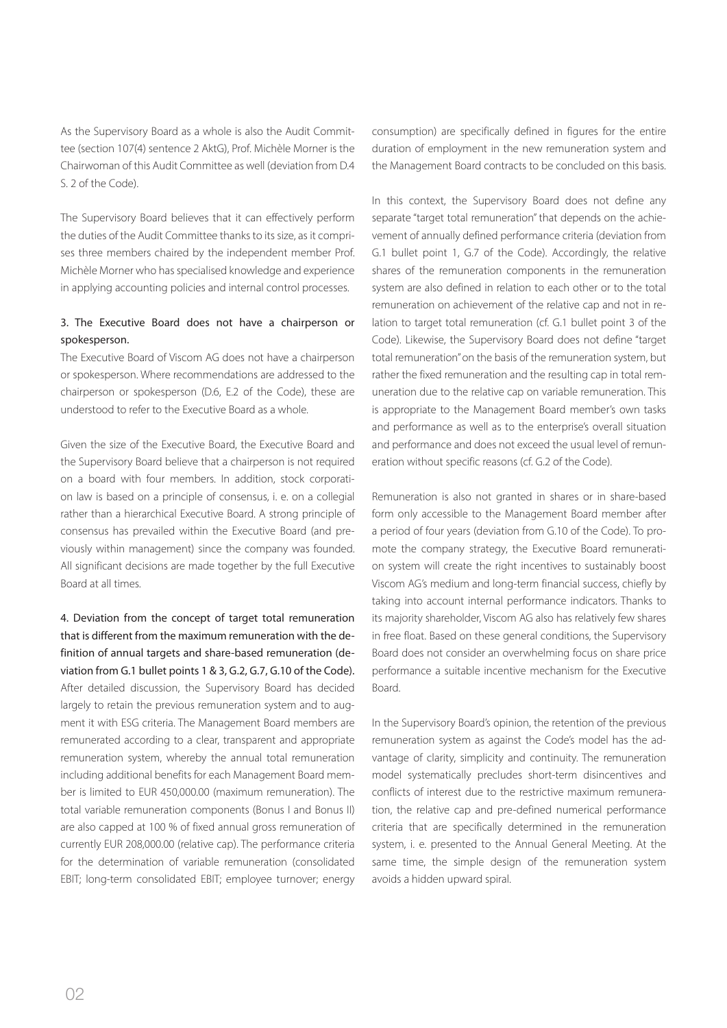As the Supervisory Board as a whole is also the Audit Committee (section 107(4) sentence 2 AktG), Prof. Michèle Morner is the Chairwoman of this Audit Committee as well (deviation from D.4 S. 2 of the Code).

The Supervisory Board believes that it can effectively perform the duties of the Audit Committee thanks to its size, as it comprises three members chaired by the independent member Prof. Michèle Morner who has specialised knowledge and experience in applying accounting policies and internal control processes.

**3. The Executive Board does not have a chairperson or spokesperson.**

The Executive Board of Viscom AG does not have a chairperson or spokesperson. Where recommendations are addressed to the chairperson or spokesperson (D.6, E.2 of the Code), these are understood to refer to the Executive Board as a whole.

Given the size of the Executive Board, the Executive Board and the Supervisory Board believe that a chairperson is not required on a board with four members. In addition, stock corporation law is based on a principle of consensus, i. e. on a collegial rather than a hierarchical Executive Board. A strong principle of consensus has prevailed within the Executive Board (and previously within management) since the company was founded. All significant decisions are made together by the full Executive Board at all times.

**4. Deviation from the concept of target total remuneration that is different from the maximum remuneration with the definition of annual targets and share-based remuneration (deviation from G.1 bullet points 1 & 3, G.2, G.7, G.10 of the Code).**

After detailed discussion, the Supervisory Board has decided largely to retain the previous remuneration system and to augment it with ESG criteria. The Management Board members are remunerated according to a clear, transparent and appropriate remuneration system, whereby the annual total remuneration including additional benefits for each Management Board member is limited to EUR 450,000.00 (maximum remuneration). The total variable remuneration components (Bonus I and Bonus II) are also capped at 100 % of fixed annual gross remuneration of currently EUR 208,000.00 (relative cap). The performance criteria for the determination of variable remuneration (consolidated EBIT; long-term consolidated EBIT; employee turnover; energy consumption) are specifically defined in figures for the entire duration of employment in the new remuneration system and the Management Board contracts to be concluded on this basis.

In this context, the Supervisory Board does not define any separate "target total remuneration" that depends on the achievement of annually defined performance criteria (deviation from G.1 bullet point 1, G.7 of the Code). Accordingly, the relative shares of the remuneration components in the remuneration system are also defined in relation to each other or to the total remuneration on achievement of the relative cap and not in relation to target total remuneration (cf. G.1 bullet point 3 of the Code). Likewise, the Supervisory Board does not define "target total remuneration" on the basis of the remuneration system, but rather the fixed remuneration and the resulting cap in total remuneration due to the relative cap on variable remuneration. This is appropriate to the Management Board member's own tasks and performance as well as to the enterprise's overall situation and performance and does not exceed the usual level of remuneration without specific reasons (cf. G.2 of the Code).

Remuneration is also not granted in shares or in share-based form only accessible to the Management Board member after a period of four years (deviation from G.10 of the Code). To promote the company strategy, the Executive Board remuneration system will create the right incentives to sustainably boost Viscom AG's medium and long-term financial success, chiefly by taking into account internal performance indicators. Thanks to its majority shareholder, Viscom AG also has relatively few shares in free float. Based on these general conditions, the Supervisory Board does not consider an overwhelming focus on share price performance a suitable incentive mechanism for the Executive Board.

In the Supervisory Board's opinion, the retention of the previous remuneration system as against the Code's model has the advantage of clarity, simplicity and continuity. The remuneration model systematically precludes short-term disincentives and conflicts of interest due to the restrictive maximum remuneration, the relative cap and pre-defined numerical performance criteria that are specifically determined in the remuneration system, i. e. presented to the Annual General Meeting. At the same time, the simple design of the remuneration system avoids a hidden upward spiral.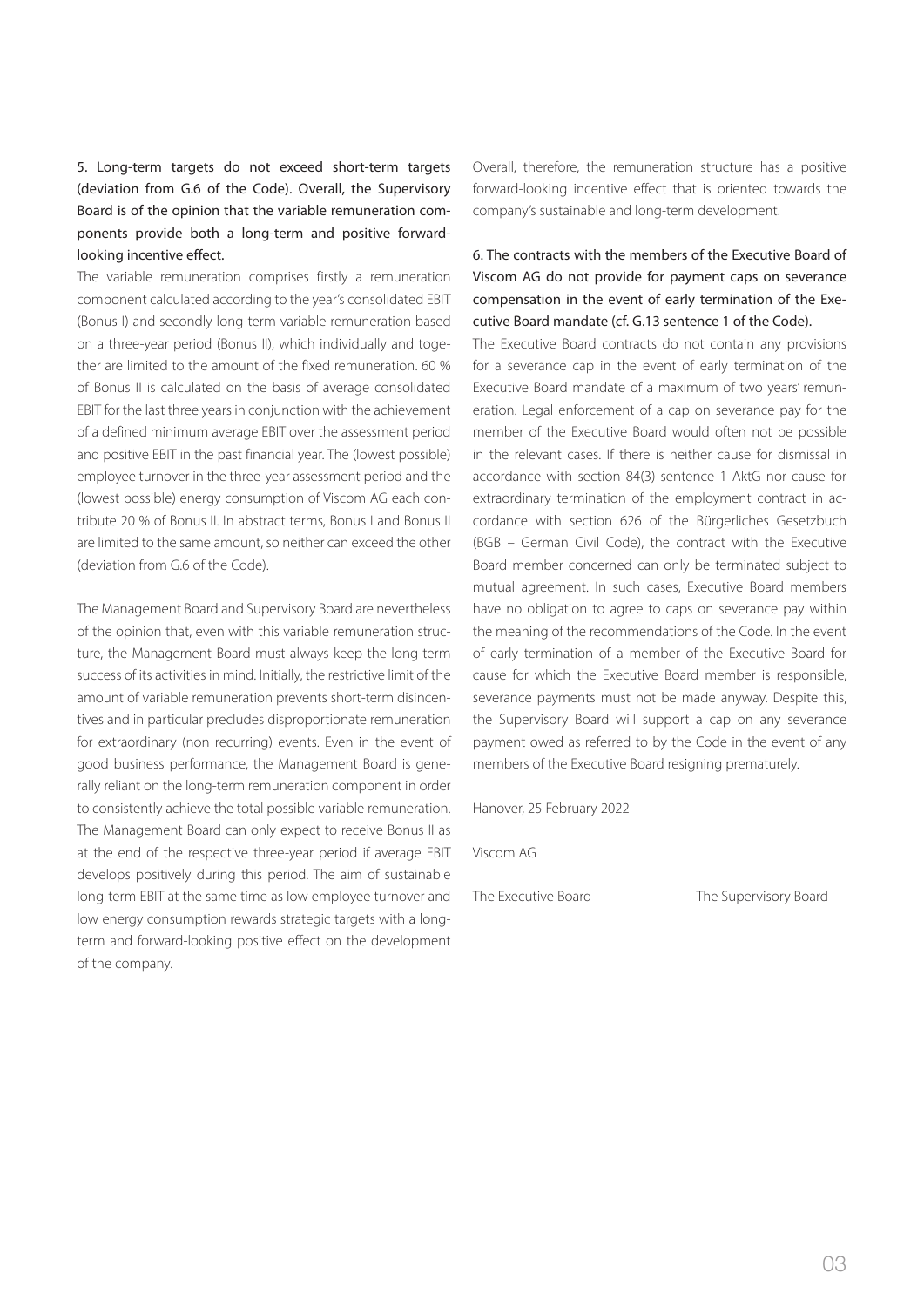**5. Long-term targets do not exceed short-term targets (deviation from G.6 of the Code). Overall, the Supervisory Board is of the opinion that the variable remuneration components provide both a long-term and positive forward-looking incentive effect.**

The variable remuneration comprises firstly a remuneration component calculated according to the year's consolidated EBIT (Bonus I) and secondly long-term variable remuneration based on a three-year period (Bonus II), which individually and together are limited to the amount of the fixed remuneration. 60 % of Bonus II is calculated on the basis of average consolidated EBIT for the last three years in conjunction with the achievement of a defined minimum average EBIT over the assessment period and positive EBIT in the past financial year. The (lowest possible) employee turnover in the three-year assessment period and the (lowest possible) energy consumption of Viscom AG each contribute 20 % of Bonus II. In abstract terms, Bonus I and Bonus II are limited to the same amount, so neither can exceed the other (deviation from G.6 of the Code).

The Management Board and Supervisory Board are nevertheless of the opinion that, even with this variable remuneration structure, the Management Board must always keep the long-term success of its activities in mind. Initially, the restrictive limit of the amount of variable remuneration prevents short-term disincentives and in particular precludes disproportionate remuneration for extraordinary (non recurring) events. Even in the event of good business performance, the Management Board is generally reliant on the long-term remuneration component in order to consistently achieve the total possible variable remuneration. The Management Board can only expect to receive Bonus II as at the end of the respective three-year period if average EBIT develops positively during this period. The aim of sustainable long-term EBIT at the same time as low employee turnover and low energy consumption rewards strategic targets with a long-term and forward-looking positive effect on the development of the company.

Overall, therefore, the remuneration structure has a positive forward-looking incentive effect that is oriented towards the company's sustainable and long-term development.

**6. The contracts with the members of the Executive Board of Viscom AG do not provide for payment caps on severance compensation in the event of early termination of the Executive Board mandate (cf. G.13 sentence 1 of the Code).**

The Executive Board contracts do not contain any provisions for a severance cap in the event of early termination of the Executive Board mandate of a maximum of two years' remuneration. Legal enforcement of a cap on severance pay for the member of the Executive Board would often not be possible in the relevant cases. If there is neither cause for dismissal in accordance with section 84(3) sentence 1 AktG nor cause for extraordinary termination of the employment contract in accordance with section 626 of the Bürgerliches Gesetzbuch (BGB – German Civil Code), the contract with the Executive Board member concerned can only be terminated subject to mutual agreement. In such cases, Executive Board members have no obligation to agree to caps on severance pay within the meaning of the recommendations of the Code. In the event of early termination of a member of the Executive Board for cause for which the Executive Board member is responsible, severance payments must not be made anyway. Despite this, the Supervisory Board will support a cap on any severance payment owed as referred to by the Code in the event of any members of the Executive Board resigning prematurely.

Hanover, 25 February 2022

Viscom AG

The Executive Board The Supervisory Board